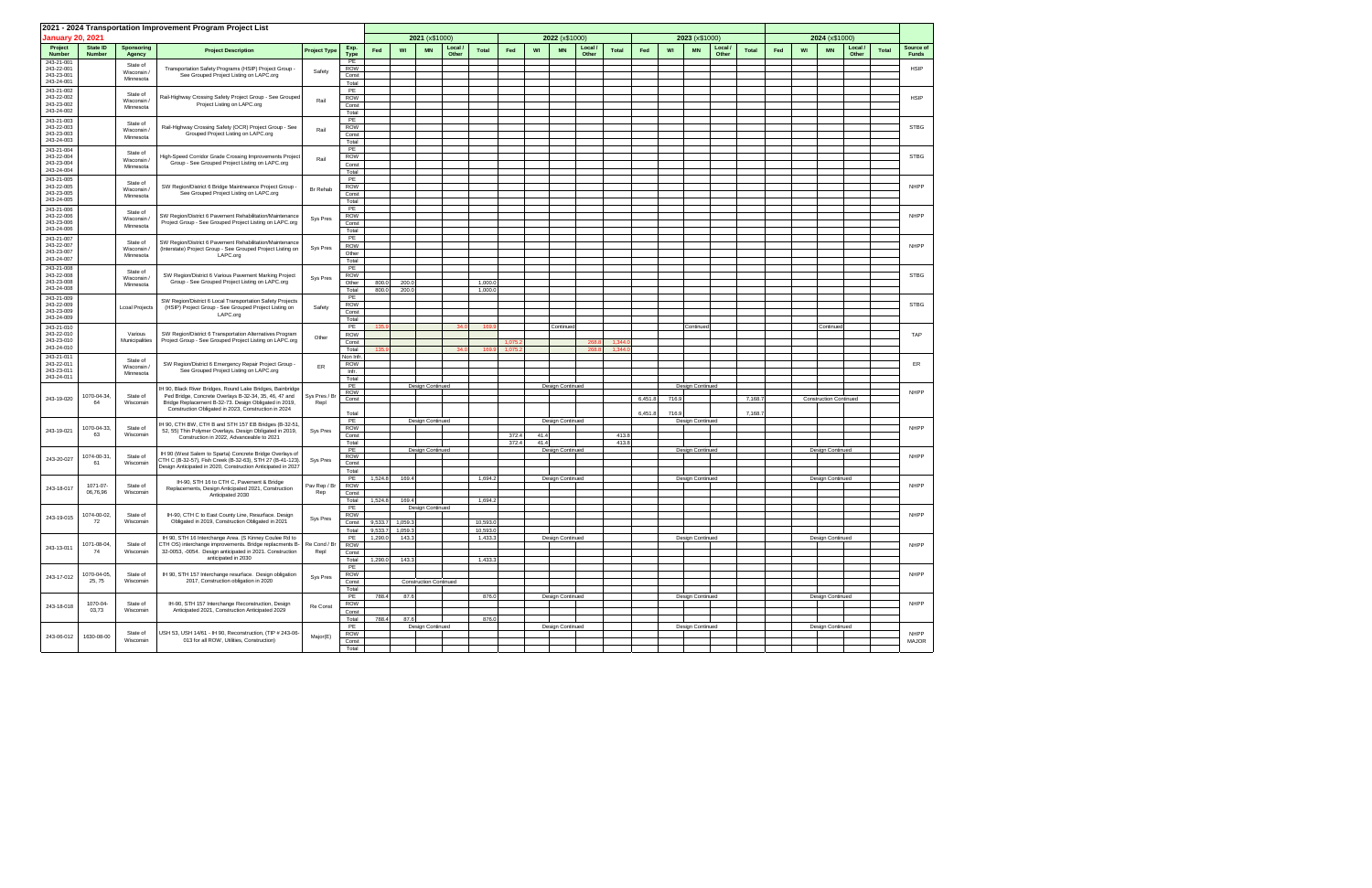# 2021 - 2024 Transportation Improvement Program Project List

**January 20, 2021**

| Project Number | State ID Number | Sponsoring Agency | Project Description | Project Type | Exp. Type | 2021 (x$1000) Fed | 2021 WI | 2021 MN | 2021 Local / Other | 2021 Total | 2022 (x$1000) Fed | 2022 WI | 2022 MN | 2022 Local / Other | 2022 Total | 2023 (x$1000) Fed | 2023 WI | 2023 MN | 2023 Local / Other | 2023 Total | 2024 (x$1000) Fed | 2024 WI | 2024 MN | 2024 Local / Other | 2024 Total | Source of Funds |
|---|---|---|---|---|---|---|---|---|---|---|---|---|---|---|---|---|---|---|---|---|---|---|---|---|---|---|
| 243-21-001 243-22-001 243-23-001 243-24-001 | | State of Wisconsin / Minnesota | Transportation Safety Programs (HSIP) Project Group - See Grouped Project Listing on LAPC.org | Safety | PE | | | | | | | | | | | | | | | | | | | | | HSIP |
| | | | | | ROW | | | | | | | | | | | | | | | | | | | | | |
| | | | | | Const | | | | | | | | | | | | | | | | | | | | | |
| | | | | | Total | | | | | | | | | | | | | | | | | | | | | |
| 243-21-002 243-22-002 243-23-002 243-24-002 | | State of Wisconsin / Minnesota | Rail-Highway Crossing Safety Project Group - See Grouped Project Listing on LAPC.org | Rail | PE | | | | | | | | | | | | | | | | | | | | | HSIP |
| | | | | | ROW | | | | | | | | | | | | | | | | | | | | | |
| | | | | | Const | | | | | | | | | | | | | | | | | | | | | |
| | | | | | Total | | | | | | | | | | | | | | | | | | | | | |
| 243-21-003 243-22-003 243-23-003 243-24-003 | | State of Wisconsin / Minnesota | Rail-Highway Crossing Safety (OCR) Project Group - See Grouped Project Listing on LAPC.org | Rail | PE | | | | | | | | | | | | | | | | | | | | | STBG |
| | | | | | ROW | | | | | | | | | | | | | | | | | | | | | |
| | | | | | Const | | | | | | | | | | | | | | | | | | | | | |
| | | | | | Total | | | | | | | | | | | | | | | | | | | | | |
| 243-21-004 243-22-004 243-23-004 243-24-004 | | State of Wisconsin / Minnesota | High-Speed Corridor Grade Crossing Improvements Project Group - See Grouped Project Listing on LAPC.org | Rail | PE | | | | | | | | | | | | | | | | | | | | | STBG |
| | | | | | ROW | | | | | | | | | | | | | | | | | | | | | |
| | | | | | Const | | | | | | | | | | | | | | | | | | | | | |
| | | | | | Total | | | | | | | | | | | | | | | | | | | | | |
| 243-21-005 243-22-005 243-23-005 243-24-005 | | State of Wisconsin / Minnesota | SW Region/District 6 Bridge Maintenance Project Group - See Grouped Project Listing on LAPC.org | Br Rehab | PE | | | | | | | | | | | | | | | | | | | | | NHPP |
| | | | | | ROW | | | | | | | | | | | | | | | | | | | | | |
| | | | | | Const | | | | | | | | | | | | | | | | | | | | | |
| | | | | | Total | | | | | | | | | | | | | | | | | | | | | |
| 243-21-006 243-22-006 243-23-006 243-24-006 | | State of Wisconsin / Minnesota | SW Region/District 6 Pavement Rehabilitation/Maintenance Project Group - See Grouped Project Listing on LAPC.org | Sys Pres | PE | | | | | | | | | | | | | | | | | | | | | NHPP |
| | | | | | ROW | | | | | | | | | | | | | | | | | | | | | |
| | | | | | Const | | | | | | | | | | | | | | | | | | | | | |
| | | | | | Total | | | | | | | | | | | | | | | | | | | | | |
| 243-21-007 243-22-007 243-23-007 243-24-007 | | State of Wisconsin / Minnesota | SW Region/District 6 Pavement Rehabilitation/Maintenance (Interstate) Project Group - See Grouped Project Listing on LAPC.org | Sys Pres | PE | | | | | | | | | | | | | | | | | | | | | NHPP |
| | | | | | ROW | | | | | | | | | | | | | | | | | | | | | |
| | | | | | Other | | | | | | | | | | | | | | | | | | | | | |
| | | | | | Total | | | | | | | | | | | | | | | | | | | | | |
| 243-21-008 243-22-008 243-23-008 243-24-008 | | State of Wisconsin / Minnesota | SW Region/District 6 Various Pavement Marking Project Group - See Grouped Project Listing on LAPC.org | Sys Pres | PE | | | | | | | | | | | | | | | | | | | | | STBG |
| | | | | | ROW | | | | | | | | | | | | | | | | | | | | | |
| | | | | | Other | 800.0 | 200.0 | | | 1,000.0 | | | | | | | | | | | | | | | | |
| | | | | | Total | 800.0 | 200.0 | | | 1,000.0 | | | | | | | | | | | | | | | | |
| 243-21-009 243-22-009 243-23-009 243-24-009 | | Local Projects | SW Region/District 6 Local Transportation Safety Projects (HSIP) Project Group - See Grouped Project Listing on LAPC.org | Safety | PE | | | | | | | | | | | | | | | | | | | | | STBG |
| | | | | | ROW | | | | | | | | | | | | | | | | | | | | | |
| | | | | | Const | | | | | | | | | | | | | | | | | | | | | |
| | | | | | Total | | | | | | | | | | | | | | | | | | | | | |
| 243-21-010 243-22-010 243-23-010 243-24-010 | | Various Municipalities | SW Region/District 6 Transportation Alternatives Program Project Group - See Grouped Project Listing on LAPC.org | Other | PE | 135.9 | | | 34.0 | 169.9 | | | Continued | | | | | Continued | | | | | Continued | | | TAP |
| | | | | | ROW | | | | | | | | | | | | | | | | | | | | | |
| | | | | | Const | | | | | | 1,075.2 | | | 268.8 | 1,344.0 | | | | | | | | | | | |
| | | | | | Total | 135.9 | | | 34.0 | 169.9 | 1,075.2 | | | 268.8 | 1,344.0 | | | | | | | | | | | |
| 243-21-011 243-22-011 243-23-011 243-24-011 | | State of Wisconsin / Minnesota | SW Region/District 6 Emergency Repair Project Group - See Grouped Project Listing on LAPC.org | ER | Non Infr. | | | | | | | | | | | | | | | | | | | | | ER |
| | | | | | ROW | | | | | | | | | | | | | | | | | | | | | |
| | | | | | Infr. | | | | | | | | | | | | | | | | | | | | | |
| | | | | | Total | | | | | | | | | | | | | | | | | | | | | |
| 243-19-020 | 1070-04-34, 64 | State of Wisconsin | IH 90, Black River Bridges, Round Lake Bridges, Bainbridge Ped Bridge, Concrete Overlays B-32-34, 35, 46, 47 and Bridge Replacement B-32-73. Design Obligated in 2019, Construction Obligated in 2023, Construction in 2024 | Sys Pres / Br Repl | PE | | | Design Continued | | | | | Design Continued | | | | | Design Continued | | | | | | | | NHPP |
| | | | | | ROW | | | | | | | | | | | | | | | | | | | | | |
| | | | | | Const | | | | | | | | | | | 6,451.8 | 716.9 | | | 7,168.7 | | | Construction Continued | | | |
| | | | | | Total | | | | | | | | | | | 6,451.8 | 716.9 | | | 7,168.7 | | | | | | |
| 243-19-021 | 1070-04-33, 63 | State of Wisconsin | IH 90, CTH BW, CTH B and STH 157 EB Bridges (B-32-51, 52, 55) Thin Polymer Overlays. Design Obligated in 2019, Construction in 2022, Advanceable to 2021 | Sys Pres | PE | | | Design Continued | | | | | Design Continued | | | | | Design Continued | | | | | | | | NHPP |
| | | | | | ROW | | | | | | | | | | | | | | | | | | | | | |
| | | | | | Const | | | | | | 372.4 | 41.4 | | | 413.8 | | | | | | | | | | | |
| | | | | | Total | | | | | | 372.4 | 41.4 | | | 413.8 | | | | | | | | | | | |
| 243-20-027 | 1074-00-31, 61 | State of Wisconsin | IH 90 (West Salem to Sparta) Concrete Bridge Overlays of CTH C (B-32-57), Fish Creek (B-32-63), STH 27 (B-41-123). Design Anticipated in 2020, Construction Anticipated in 2027 | Sys Pres | PE | | | Design Continued | | | | | Design Continued | | | | | Design Continued | | | | | Design Continued | | | NHPP |
| | | | | | ROW | | | | | | | | | | | | | | | | | | | | | |
| | | | | | Const | | | | | | | | | | | | | | | | | | | | | |
| | | | | | Total | | | | | | | | | | | | | | | | | | | | | |
| 243-18-017 | 1071-07-06,76,96 | State of Wisconsin | IH-90, STH 16 to CTH C, Pavement & Bridge Replacements, Design Anticipated 2021, Construction Anticipated 2030 | Pav Rep / Br Rep | PE | 1,524.8 | 169.4 | | | 1,694.2 | | | Design Continued | | | | | Design Continued | | | | | Design Continued | | | NHPP |
| | | | | | ROW | | | | | | | | | | | | | | | | | | | | | |
| | | | | | Const | | | | | | | | | | | | | | | | | | | | | |
| | | | | | Total | 1,524.8 | 169.4 | | | 1,694.2 | | | | | | | | | | | | | | | | |
| 243-19-015 | 1074-00-02, 72 | State of Wisconsin | IH-90, CTH C to East County Line, Resurface. Design Obligated in 2019, Construction Obligated in 2021 | Sys Pres | PE | | | Design Continued | | | | | | | | | | | | | | | | | | NHPP |
| | | | | | ROW | | | | | | | | | | | | | | | | | | | | | |
| | | | | | Const | 9,533.7 | 1,059.3 | | | 10,593.0 | | | | | | | | | | | | | | | | |
| | | | | | Total | 9,533.7 | 1,059.3 | | | 10,593.0 | | | | | | | | | | | | | | | | |
| 243-13-011 | 1071-08-04, 74 | State of Wisconsin | IH 90, STH 16 Interchange Area. (S Kinney Coulee Rd to CTH OS) interchange improvements. Bridge replacements B-32-0053, -0054. Design anticipated in 2021. Construction anticipated in 2030 | Re Cond / Br Repl | PE | 1,290.0 | 143.3 | | | 1,433.3 | | | Design Continued | | | | | Design Continued | | | | | Design Continued | | | NHPP |
| | | | | | ROW | | | | | | | | | | | | | | | | | | | | | |
| | | | | | Const | | | | | | | | | | | | | | | | | | | | | |
| | | | | | Total | 1,290.0 | 143.3 | | | 1,433.3 | | | | | | | | | | | | | | | | |
| 243-17-012 | 1070-00-05, 25, 75 | State of Wisconsin | IH 90, STH 157 Interchange resurface. Design obligation 2017, Construction obligation in 2020 | Sys Pres | PE | | | | | | | | | | | | | | | | | | | | | NHPP |
| | | | | | ROW | | | | | | | | | | | | | | | | | | | | | |
| | | | | | Const | | | Construction Continued | | | | | | | | | | | | | | | | | | |
| | | | | | Total | | | | | | | | | | | | | | | | | | | | | |
| 243-18-018 | 1070-04-03,73 | State of Wisconsin | IH-90, STH 157 Interchange Reconstruction, Design Anticipated 2021, Construction Anticipated 2029 | Re Const | PE | 788.4 | 87.6 | | | 876.0 | | | Design Continued | | | | | Design Continued | | | | | Design Continued | | | NHPP |
| | | | | | ROW | | | | | | | | | | | | | | | | | | | | | |
| | | | | | Const | | | | | | | | | | | | | | | | | | | | | |
| | | | | | Total | 788.4 | 87.6 | | | 876.0 | | | | | | | | | | | | | | | | |
| 243-06-012 | 1630-08-00 | State of Wisconsin | USH 53, USH 14/61 - IH 90, Reconstruction, (TIP # 243-06-013 for all ROW, Utilities, Construction) | Major(E) | PE | | | Design Continued | | | | | Design Continued | | | | | Design Continued | | | | | Design Continued | | | NHPP MAJOR |
| | | | | | ROW | | | | | | | | | | | | | | | | | | | | | |
| | | | | | Const | | | | | | | | | | | | | | | | | | | | | |
| | | | | | Total | | | | | | | | | | | | | | | | | | | | | |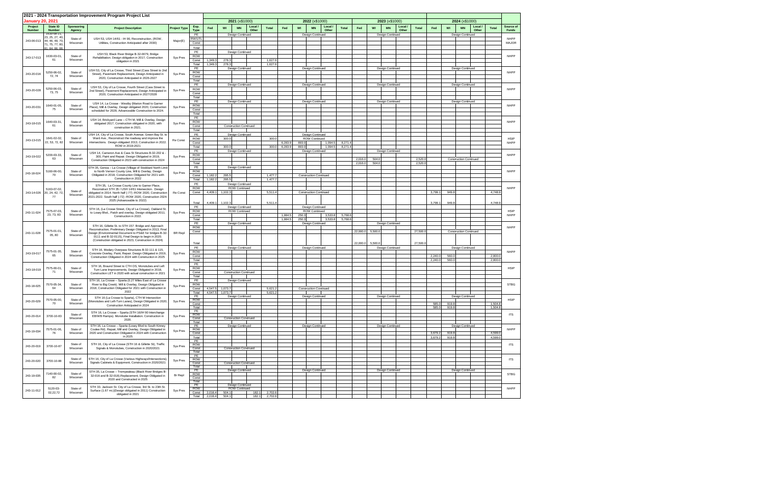# 2021 - 2024 Transportation Improvement Program Project List

**January 20, 2021**

| Project Number | State ID Number | Sponsoring Agency | Project Description | Project Type | Exp. Type | 2021 Fed | 2021 WI | 2021 MN | 2021 Local / Other | 2021 Total | 2022 Fed | 2022 WI | 2022 MN | 2022 Local / Other | 2022 Total | 2023 Fed | 2023 WI | 2023 MN | 2023 Local / Other | 2023 Total | 2024 Fed | 2024 WI | 2024 MN | 2024 Local / Other | 2024 Total | Source of Funds |
|---|---|---|---|---|---|---|---|---|---|---|---|---|---|---|---|---|---|---|---|---|---|---|---|---|---|---|
| 243-06-013 | 1630-08-21, 23, 25, 27, 40, 44, 46, 48, 70, 71, 75, 77, 80, 81, 84, 86, 88 | State of Wisconsin | USH 53, USH 14/61 - IH 90, Reconstruction, (ROW, Utilities; Construction Anticipated after 2030) | Major(E) | PE | | Design Continued | | | | | Design Continued | | | | | Design Continued | | | | | Design Continued | | | | NHPP MAJOR |
| | | | | | R/W/UTL | | | | | | | | | | | | | | | | | | | | | |
| | | | | | Const | | | | | | | | | | | | | | | | | | | | | |
| | | | | | Total | | | | | | | | | | | | | | | | | | | | | |
| 243-17-013 | 1630-03-01, 61 | State of Wisconsin | USH 53, Black River Bridge B-32-0079, Bridge Rehabilitation. Design obligation in 2017, Construction obligation in 2021 | Sys Pres | PE | | Design Continued | | | | | | | | | | | | | | | | | | | NHPP |
| | | | | | ROW | | | | | | | | | | | | | | | | | | | | | |
| | | | | | Const | 1,349.3 | 278.3 | | | 1,627.6 | | | | | | | | | | | | | | | | |
| | | | | | Total | 1,349.3 | 278.3 | | | 1,627.6 | | | | | | | | | | | | | | | | |
| 243-20-016 | 5250-06-02, 72, 74 | State of Wisconsin | USH 53, City of La Crosse, Third Street (Cass Street to 2nd Street), Pavement Replacement, Design Anticipated in 2020, Construction Anticipated in 2026-2027 | Sys Pres | PE | | Design Continued | | | | | Design Continued | | | | | Design Continued | | | | | Design Continued | | | | NHPP |
| | | | | | ROW | | | | | | | | | | | | | | | | | | | | | |
| | | | | | Const | | | | | | | | | | | | | | | | | | | | | |
| | | | | | Total | | | | | | | | | | | | | | | | | | | | | |
| 243-20-028 | 5250-06-03, 73, 75 | State of Wisconsin | USH 53, City of La Crosse, Fourth Street (Cass Street to 2nd Street), Pavement Replacement, Design Anticipated in 2020, Construction Anticipated in 2027/2028 | Sys Pres | PE | | Design Continued | | | | | Design Continued | | | | | Design Continued | | | | | Design Continued | | | | NHPP |
| | | | | | ROW | | | | | | | | | | | | | | | | | | | | | |
| | | | | | Const | | | | | | | | | | | | | | | | | | | | | |
| | | | | | Total | | | | | | | | | | | | | | | | | | | | | |
| 243-20-031 | 1640-01-05, 75 | State of Wisconsin | USH 14, La Crosse - Westby (Marion Road to Garner Place), Mill & Overlay, Design obligated 2020, Construction scheduled for 2028, Advanceable Construction to 2024. | Sys Pres | PE | | Design Continued | | | | | Design Continued | | | | | Design Continued | | | | | Design Continued | | | | NHPP |
| | | | | | ROW | | | | | | | | | | | | | | | | | | | | | |
| | | | | | Const | | | | | | | | | | | | | | | | | | | | | |
| | | | | | Total | | | | | | | | | | | | | | | | | | | | | |
| 243-18-015 | 1640-03-31, 61 | State of Wisconsin | USH 14, Brickyard Lane – CTH M, Mill & Overlay, Design obligated 2017, Construction obligated in 2020, with construction in 2021. | Sys Pres | PE | | | | | | | | | | | | | | | | | | | | | NHPP |
| | | | | | ROW | | | | | | | | | | | | | | | | | | | | | |
| | | | | | Const | | Construction Continued | | | | | | | | | | | | | | | | | | | |
| | | | | | Total | | | | | | | | | | | | | | | | | | | | | |
| 243-13-015 | 1641-02-02, 22, 53, 72, 82 | State of Wisconsin | USH 14, City of La Crosse, South Avenue; Green Bay St. to Ward Ave., Reconstruct the roadway and improve the intersections. Design obligated 2013, Construction in 2022. ROW in 2019-2021 | Re Const | PE | | Design Continued | | | | | Design Continued | | | | | | | | | | | | | | HSIP NHPP |
| | | | | | ROW | | 300.0 | | | 300.0 | | ROW Continued | | | | | | | | | | | | | | |
| | | | | | Const | | | | | | 6,283.9 | 893.0 | | 1,094.5 | 8,271.4 | | | | | | | | | | | |
| | | | | | Total | | 300.0 | | | 300.0 | 6,283.9 | 893.0 | | 1,094.5 | 8,271.4 | | | | | | | | | | | |
| 243-19-022 | 5200-03-33, 63 | State of Wisconsin | USH 14, Cameron Ave & Cass St Structures B-32-202 & -300, Paint and Repair. Design Obligated in 2019, Construction Obligated in 2023 with construction in 2024 | Sys Pres | PE | | Design Continued | | | | | Design Continued | | | | | Design Continued | | | | | | | | | NHPP |
| | | | | | ROW | | | | | | | | | | | | | | | | | | | | | |
| | | | | | Const | | | | | | | | | | | 2,016.0 | 504.0 | | | 2,520.0 | | Construction Continued | | | | |
| | | | | | Total | | | | | | | | | | | 2,016.0 | 504.0 | | | 2,520.0 | | | | | | |
| 243-18-024 | 5160-06-00, 70 | State of Wisconsin | STH 35, Genoa – La Crosse (Village of Stoddard North Limit to North Vernon County Line, Mill & Overlay, Design Obligated in 2018, Construction Obligated for 2021 with Construction in 2022 | Sys Pres | PE | | Design Continued | | | | | | | | | | | | | | | | | | | NHPP |
| | | | | | ROW | | | | | | | | | | | | | | | | | | | | | |
| | | | | | Const | 1,182.2 | 295.5 | | | 1,477.7 | | Construction Continued | | | | | | | | | | | | | | |
| | | | | | Total | 1,182.2 | 295.5 | | | 1,477.7 | | | | | | | | | | | | | | | | |
| 243-14-026 | 5163-07-02, 20, 24, 42, 72, 77 | State of Wisconsin | STH 35, La Crosse County Line to Garner Place, Reconstruct STH 35 / USH 14/61 Intersection. Design obligated in 2014. North half (-77) -ROW 2020, Construction 2021-2022- South half (-72) -ROW 2020, Construction 2024-2025 (Advanceable to 2022) | Re Const | PE | | Design Continued | | | | | | | | | | | | | | | | | | | NHPP |
| | | | | | ROW | | ROW Continued | | | | | | | | | | | | | | | | | | | |
| | | | | | Const | 4,409.1 | 1,102.3 | | | 5,511.4 | | Construction Continued | | | | | | | | | 3,799.1 | 949.8 | | | 4,748.9 | |
| | | | | | Total | 4,409.1 | 1,102.3 | | | 5,511.4 | | | | | | | | | | | 3,799.1 | 949.8 | | | 4,748.9 | |
| 243-11-024 | 7575-07-03, 23, 73, 83 | State of Wisconsin | STH 16, (La Crosse Street, City of La Crosse), Oakland St. to Losey Blvd., Patch and overlay, Design obligated 2011, Construction in 2022. | Sys Pres | PE | | Design Continued | | | | | Design Continued | | | | | | | | | | | | | | HSIP NHPP |
| | | | | | ROW | | ROW Continued | | | | | ROW Continued | | | | | | | | | | | | | | |
| | | | | | Const | | | | | | 1,984.5 | 250.3 | | 3,533.8 | 5,768.6 | | | | | | | | | | | |
| | | | | | Total | | | | | | 1,984.5 | 250.3 | | 3,533.8 | 5,768.6 | | | | | | | | | | | |
| 243-11-028 | 7575-01-01, 05, 60 | State of Wisconsin | STH 16, Gillette St. to STH 157. Bridge and Approach Reconstruction, Preliminary Design Obligated in 2013, Final Design (Environmental Document to PS&E for bridges B-32-0111 and B-32-0115), Final Design to begin in 2020. (Construction obligated in 2023, Construction in 2024) | BR Repl | PE | | Design Continued | | | | | Design Continued | | | | | Design Continued | | | | | | | | | NHPP |
| | | | | | ROW | | | | | | | | | | | | | | | | | | | | | |
| | | | | | Const | | | | | | | | | | | 22,000.0 | 5,500.0 | | | 27,500.0 | | Construction Continued | | | | |
| | | | | | Total | | | | | | | | | | | 22,000.0 | 5,500.0 | | | 27,500.0 | | | | | | |
| 243-19-017 | 7575-01-35, 65 | State of Wisconsin | STH 16, Medary Overpass Structures B-32-111 & 115, Concrete Overlay, Paint, Repair. Design Obligated in 2019, Construction Obligated in 2024 with Construction in 2025 | Sys Pres | PE | | Design Continued | | | | | Design Continued | | | | | Design Continued | | | | | Design Continued | | | | NHPP |
| | | | | | ROW | | | | | | | | | | | | | | | | | | | | | |
| | | | | | Const | | | | | | | | | | | | | | | | 2,240.0 | 560.0 | | | 2,800.0 | |
| | | | | | Total | | | | | | | | | | | | | | | | 2,240.0 | 560.0 | | | 2,800.0 | |
| 243-18-019 | 7575-00-01, 71 | State of Wisconsin | STH 16, Braund Street to CTH DS, Monotubes and Left Turn Lane Improvements, Design Obligated in 2018, Construction LET in 2020 with actual construction in 2021 | Sys Pres | PE | | | | | | | | | | | | | | | | | | | | | HSIP |
| | | | | | ROW | | | | | | | | | | | | | | | | | | | | | |
| | | | | | Const | | Construction Continued | | | | | | | | | | | | | | | | | | | |
| | | | | | Total | | | | | | | | | | | | | | | | | | | | | |
| 243-18-025 | 7570-05-34, 64 | State of Wisconsin | STH 16, La Crosse – Sparta (0.27 Miles East of La Crosse River to Big Creek). Mill & Overlay, Design Obligated in 2018, Construction Obligated for 2021 with Construction in 2022 | Sys Pres | PE | | Design Continued | | | | | | | | | | | | | | | | | | | STBG |
| | | | | | ROW | | | | | | | | | | | | | | | | | | | | | |
| | | | | | Const | 4,547.5 | 1,073.7 | | | 5,621.2 | | Construction Continued | | | | | | | | | | | | | | |
| | | | | | Total | 4,547.5 | 1,073.7 | | | 5,621.2 | | | | | | | | | | | | | | | | |
| 243-20-029 | 7570-05-00, 70 | State of Wisconsin | STH 16 (La Crosse to Sparta), CTH M Intersection (Monotubes and Left-Turn Lanes), Design Obligated in 2020, Construction Anticipated in 2024 | Sys Pres | PE | | Design Continued | | | | | Design Continued | | | | | Design Continued | | | | | Design Continued | | | | HSIP |
| | | | | | ROW | | | | | | | | | | | | | | | | | | | | | |
| | | | | | Const | | | | | | | | | | | | | | | | 585.0 | 919.8 | | | 1,504.8 | |
| | | | | | Total | | | | | | | | | | | | | | | | 585.0 | 919.8 | | | 1,504.8 | |
| 243-20-014 | 3700-10-83 | State of Wisconsin | STH 16, La Crosse – Sparta (STH 16/IH 90 Interchange EB/WB Ramps). Monotube Installation. Construction in 2020. | Sys Pres | PE | | | | | | | | | | | | | | | | | | | | | ITS |
| | | | | | ROW | | | | | | | | | | | | | | | | | | | | | |
| | | | | | Const | | Construction Continued | | | | | | | | | | | | | | | | | | | |
| | | | | | Total | | | | | | | | | | | | | | | | | | | | | |
| 243-19-034 | 7575-01-06, 76 | State of Wisconsin | STH 16, La Crosse – Sparta (Losey Blvd to South Kinney Coulee Rd). Repair, Mill and Overlay. Design Obligated in 2020 and Construction Obligated in 2024 with Construction in 2025 | Sys Pres | PE | | Design Continued | | | | | Design Continued | | | | | Design Continued | | | | | Design Continued | | | | NHPP |
| | | | | | ROW | | | | | | | | | | | | | | | | | | | | | |
| | | | | | Const | | | | | | | | | | | | | | | | 3,679.2 | 919.8 | | | 4,599.0 | |
| | | | | | Total | | | | | | | | | | | | | | | | 3,679.2 | 919.8 | | | 4,599.0 | |
| 243-20-019 | 3700-10-87 | State of Wisconsin | STH 16, City of La Crosse (STH 16 & Gillette St), Traffic Signals & Monotubes, Construction in 2020/2021 | Sys Pres | PE | | | | | | | | | | | | | | | | | | | | | ITS |
| | | | | | ROW | | | | | | | | | | | | | | | | | | | | | |
| | | | | | Const | | Construction Continued | | | | | | | | | | | | | | | | | | | |
| | | | | | Total | | | | | | | | | | | | | | | | | | | | | |
| 243-20-020 | 3700-10-88 | State of Wisconsin | STH 16, City of La Crosse (Various Highways/Intersections), Signals Cabinets & Equipment, Construction in 2020/2021 | Sys Pres | PE | | | | | | | | | | | | | | | | | | | | | ITS |
| | | | | | ROW | | | | | | | | | | | | | | | | | | | | | |
| | | | | | Const | | Construction Continued | | | | | | | | | | | | | | | | | | | |
| | | | | | Total | | | | | | | | | | | | | | | | | | | | | |
| 243-19-035 | 7140-00-02, 82 | State of Wisconsin | STH 35, La Crosse – Trempealeau (Black River Bridges B-32-016 and B-32-018) Replacement, Design Obligated in 2020 and Constructed in 2025 | Br Repl | PE | | Design Continued | | | | | Design Continued | | | | | Design Continued | | | | | Design Continued | | | | STBG |
| | | | | | ROW | | | | | | | | | | | | | | | | | | | | | |
| | | | | | Const | | | | | | | | | | | | | | | | | | | | | |
| | | | | | Total | | | | | | | | | | | | | | | | | | | | | |
| 243-11-012 | 5120-03-02,22,72 | State of Wisconsin | STH 33, Jackson St. City of La Crosse, 3rd St. to 23th St. Surface (1.67 mi.) (Design obligated in 2011) Construction obligated in 2021 | Sys Pres | PE | | Design Continued | | | | | | | | | | | | | | | | | | | NHPP |
| | | | | | ROW | | ROW Continued | | | | | | | | | | | | | | | | | | | |
| | | | | | Const | 2,016.4 | 504.1 | | 182.1 | 2,702.6 | | | | | | | | | | | | | | | | |
| | | | | | Total | 2,016.4 | 504.1 | | 182.1 | 2,702.6 | | | | | | | | | | | | | | | | |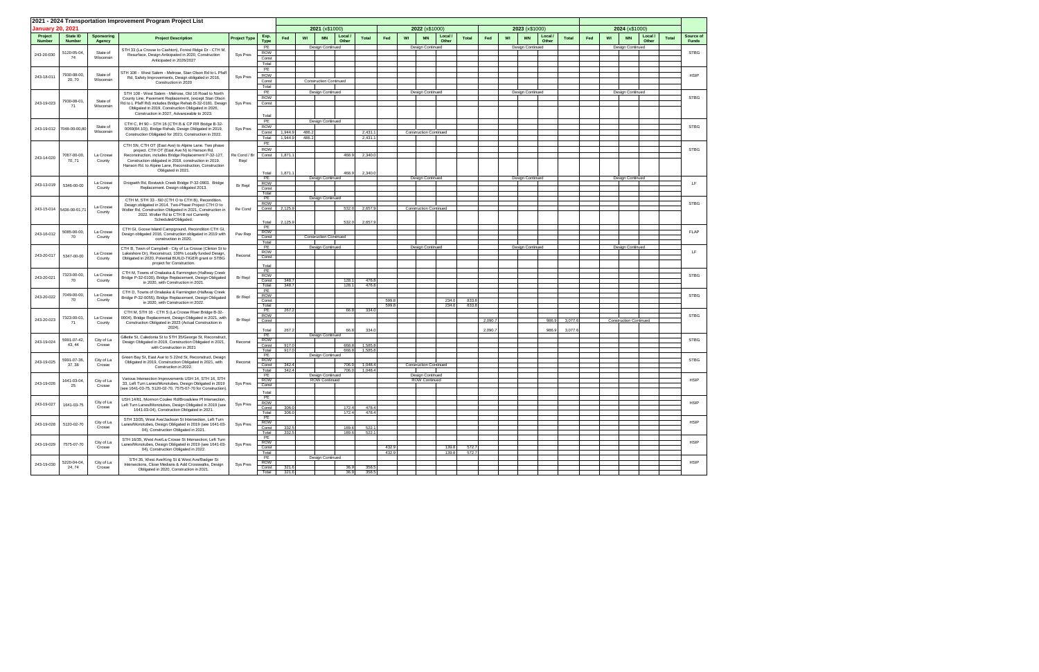# 2021 - 2024 Transportation Improvement Program Project List

**January 20, 2021**

| Project Number | State ID Number | Sponsoring Agency | Project Description | Project Type | Exp. Type | 2021 (x$1000) | | | | | 2022 (x$1000) | | | | | 2023 (x$1000) | | | | | 2024 (x$1000) | | | | | Source of Funds |
|---|---|---|---|---|---|---|---|---|---|---|---|---|---|---|---|---|---|---|---|---|---|---|---|---|---|---|
| | | | | | | Fed | WI | MN | Local / Other | Total | Fed | WI | MN | Local / Other | Total | Fed | WI | MN | Local / Other | Total | Fed | WI | MN | Local / Other | Total | |
| 243-20-030 | 5120-05-04, 74 | State of Wisconsin | STH 33 (La Crosse to Cashton), Forest Ridge Dr - CTH M, Resurface, Design Anticipated in 2020, Construction Anticipated in 2026/2027 | Sys Pres | PE | | Design Continued | | | | | Design Continued | | | | | Design Continued | | | | | Design Continued | | | | STBG |
| | | | | | ROW | | | | | | | | | | | | | | | | | | | | | |
| | | | | | Const | | | | | | | | | | | | | | | | | | | | | |
| | | | | | Total | | | | | | | | | | | | | | | | | | | | | |
| 243-18-011 | 7930-08-00, 20, 70 | State of Wisconsin | STH 108 - West Salem - Melrose, Stan Olson Rd to L Pfaff Rd, Safety Improvements, Design obligated in 2016, Construction in 2020 | Sys Pres | PE | | | | | | | | | | | | | | | | | | | | | HSIP |
| | | | | | ROW | | | | | | | | | | | | | | | | | | | | | |
| | | | | | Const | | Construction Continued | | | | | | | | | | | | | | | | | | | |
| | | | | | Total | | | | | | | | | | | | | | | | | | | | | |
| 243-19-023 | 7930-08-01, 71 | State of Wisconsin | STH 108 - West Salem - Melrose, Old 16 Road to North County Line, Pavement Replacement, (except Stan Olson Rd to L Pfaff Rd) includes Bridge Rehab B-32-0181. Design Obligated in 2019, Construction Obligated in 2026, Construction in 2027. Advanceable to 2023. | Sys Pres | PE | | Design Continued | | | | | Design Continued | | | | | Design Continued | | | | | Design Continued | | | | STBG |
| | | | | | ROW | | | | | | | | | | | | | | | | | | | | | |
| | | | | | Const | | | | | | | | | | | | | | | | | | | | | |
| | | | | | Total | | | | | | | | | | | | | | | | | | | | | |
| 243-19-012 | 7048-00-00,80 | State of Wisconsin | CTH C, IH 90 – STH 16 (CTH B & CP RR Bridge B-32-0069(64.10)), Bridge Rehab, Design Obligated in 2019, Construction Obligated for 2021; Construction in 2022. | Sys Pres | PE | | Design Continued | | | | | | | | | | | | | | | | | | | STBG |
| | | | | | ROW | | | | | | | | | | | | | | | | | | | | | |
| | | | | | Const | 1,944.9 | 486.2 | | | 2,431.1 | | Construction Continued | | | | | | | | | | | | | | |
| | | | | | Total | 1,944.9 | 486.2 | | | 2,431.1 | | | | | | | | | | | | | | | | |
| 243-14-020 | 7067-00-00, 70, 71 | La Crosse County | CTH SN, CTH OT (East Ave) to Alpine Lane. Two phase project. CTH OT (East Ave N) to Hanson Rd, Reconstruction, includes Bridge Replacement P-32-127. Construction obligated in 2018, construction in 2019. Hanson Rd. to Alpine Lane, Reconstruction, Construction Obligated in 2021. | Re Cond / Br Repl | PE | | | | | | | | | | | | | | | | | | | | | STBG |
| | | | | | ROW | | | | | | | | | | | | | | | | | | | | | |
| | | | | | Const | 1,871.1 | | | 468.9 | 2,340.0 | | | | | | | | | | | | | | | | |
| | | | | | Total | 1,871.1 | | | 468.9 | 2,340.0 | | | | | | | | | | | | | | | | |
| 243-13-019 | 5346-00-00 | La Crosse County | Drugseth Rd, Bostwick Creek Bridge P-32-0903. Bridge Replacement. Design obligated 2013. | Br Repl | PE | | Design Continued | | | | | Design Continued | | | | | Design Continued | | | | | Design Continued | | | | LF |
| | | | | | ROW | | | | | | | | | | | | | | | | | | | | | |
| | | | | | Const | | | | | | | | | | | | | | | | | | | | | |
| | | | | | Total | | | | | | | | | | | | | | | | | | | | | |
| 243-15-014 | 5436-00-01,71 | La Crosse County | CTH M, STH 33 - I90 (CTH O to CTH B). Recondition. Design obligated in 2014. Two-Phase Project CTH O to Wolter Rd, Construction Obligated in 2021, Construction in 2022. Wolter Rd to CTH B not Currently Scheduled/Obligated. | Re Cond | PE | | Design Continued | | | | | | | | | | | | | | | | | | | STBG |
| | | | | | ROW | | | | | | | | | | | | | | | | | | | | | |
| | | | | | Const | 2,125.9 | | | 532.0 | 2,657.9 | | Construction Continued | | | | | | | | | | | | | | |
| | | | | | Total | 2,125.9 | | | 532.0 | 2,657.9 | | | | | | | | | | | | | | | | |
| 243-16-012 | 5085-00-00, 70 | La Crosse County | CTH GI, Goose Island Campground, Recondition CTH GI, Design obligated 2016, Construction obligated in 2019 with construction in 2020. | Pav Rep | PE | | | | | | | | | | | | | | | | | | | | | FLAP |
| | | | | | ROW | | | | | | | | | | | | | | | | | | | | | |
| | | | | | Const | | Construction Continued | | | | | | | | | | | | | | | | | | | |
| | | | | | Total | | | | | | | | | | | | | | | | | | | | | |
| 243-20-017 | 5347-00-00 | La Crosse County | CTH B, Town of Campbell - City of La Crosse (Clinton St to Lakeshore Dr), Reconstruct, 100% Locally funded Design, Obligated in 2020, Potential BUILD-TIGER grant or STBG project for Construction. | Recond | PE | | Design Continued | | | | | Design Continued | | | | | Design Continued | | | | | Design Continued | | | | LF |
| | | | | | ROW | | | | | | | | | | | | | | | | | | | | | |
| | | | | | Const | | | | | | | | | | | | | | | | | | | | | |
| | | | | | Total | | | | | | | | | | | | | | | | | | | | | |
| 243-20-021 | 7323-00-00, 70 | La Crosse County | CTH M, Towns of Onalaska & Farmington (Halfway Creek Bridge P-32-0100), Bridge Replacement, Design Obligated in 2020, with Construction in 2021. | Br Repl | PE | | | | | | | | | | | | | | | | | | | | | STBG |
| | | | | | ROW | | | | | | | | | | | | | | | | | | | | | |
| | | | | | Const | 348.7 | | | 128.1 | 476.8 | | | | | | | | | | | | | | | | |
| | | | | | Total | 348.7 | | | 128.1 | 476.8 | | | | | | | | | | | | | | | | |
| 243-20-022 | 7049-00-00, 70 | La Crosse County | CTH D, Towns of Onalaska & Farmington (Halfway Creek Bridge P-32-0055), Bridge Replacement, Design Obligated in 2020, with Construction in 2022 | Br Repl | PE | | | | | | | | | | | | | | | | | | | | | STBG |
| | | | | | ROW | | | | | | | | | | | | | | | | | | | | | |
| | | | | | Const | | | | | | 599.8 | | | 234.0 | 833.8 | | | | | | | | | | | |
| | | | | | Total | | | | | | 599.8 | | | 234.0 | 833.8 | | | | | | | | | | | |
| 243-20-023 | 7323-00-01, 71 | La Crosse County | CTH M, STH 16 - CTH S (La Crosse River Bridge B-32-0004), Bridge Replacement, Design Obligated in 2021, with Construction Obligated in 2023 (Actual Construction in 2024). | Br Repl | PE | 267.2 | | | 66.8 | 334.0 | | | | | | | | | | | | | | | | STBG |
| | | | | | ROW | | | | | | | | | | | | | | | | | | | | | |
| | | | | | Const | | | | | | | | | | | 2,090.7 | | | 986.9 | 3,077.6 | | Construction Continued | | | | |
| | | | | | Total | 267.2 | | | 66.8 | 334.0 | | | | | | 2,090.7 | | | 986.9 | 3,077.6 | | | | | | |
| 243-19-024 | 5991-07-42, 43, 44 | City of La Crosse | Gillette St, Caledonia St to STH 35/George St, Reconstruct, Design Obligated in 2019, Construction Obligated in 2021, with Construction in 2021 | Recond | PE | | Design Continued | | | | | | | | | | | | | | | | | | | STBG |
| | | | | | ROW | | | | | | | | | | | | | | | | | | | | | |
| | | | | | Const | 917.0 | | | 668.8 | 1,585.8 | | | | | | | | | | | | | | | | |
| | | | | | Total | 917.0 | | | 668.8 | 1,585.8 | | | | | | | | | | | | | | | | |
| 243-19-025 | 5991-07-36, 37, 38 | City of La Crosse | Green Bay St, East Ave to S 22nd St, Reconstruct, Design Obligated in 2019, Construction Obligated in 2021, with Construction in 2022. | Recond | PE | | Design Continued | | | | | | | | | | | | | | | | | | | STBG |
| | | | | | ROW | | | | | | | | | | | | | | | | | | | | | |
| | | | | | Const | 342.4 | | | 706.0 | 1,048.4 | | Construction Continued | | | | | | | | | | | | | | |
| | | | | | Total | 342.4 | | | 706.0 | 1,048.4 | | | | | | | | | | | | | | | | |
| 243-19-026 | 1641-03-04, 25 | City of La Crosse | Various Intersection Improvements USH 14, STH 16, STH 33, Left Turn Lanes/Monotubes, Design Obligated in 2019 (see 1641-03-75, 5120-02-70, 7575-07-70 for Construction). | Sys Pres | PE | | Design Continued | | | | | Design Continued | | | | | | | | | | | | | | HSIP |
| | | | | | ROW | | ROW Continued | | | | | ROW Continued | | | | | | | | | | | | | | |
| | | | | | Const | | | | | | | | | | | | | | | | | | | | | |
| | | | | | Total | | | | | | | | | | | | | | | | | | | | | |
| 243-19-027 | 1641-03-75 | City of La Crosse | USH 14/61, Mormon Coulee Rd/Broadview Pl Intersection, Left Turn Lanes/Monotubes, Design Obligated in 2019 (see 1641-03-04), Construction Obligated in 2021. | Sys Pres | PE | | | | | | | | | | | | | | | | | | | | | HSIP |
| | | | | | ROW | | | | | | | | | | | | | | | | | | | | | |
| | | | | | Const | 306.0 | | | 172.4 | 478.4 | | | | | | | | | | | | | | | | |
| | | | | | Total | 306.0 | | | 172.4 | 478.4 | | | | | | | | | | | | | | | | |
| 243-19-028 | 5120-02-70 | City of La Crosse | STH 33/35, West Ave/Jackson St Intersection, Left Turn Lanes/Monotubes, Design Obligated in 2019 (see 1641-03-04), Construction Obligated in 2021. | Sys Pres | PE | | | | | | | | | | | | | | | | | | | | | HSIP |
| | | | | | ROW | | | | | | | | | | | | | | | | | | | | | |
| | | | | | Const | 332.5 | | | 189.6 | 522.1 | | | | | | | | | | | | | | | | |
| | | | | | Total | 332.5 | | | 189.6 | 522.1 | | | | | | | | | | | | | | | | |
| 243-19-029 | 7575-07-70 | City of La Crosse | STH 16/35, West Ave/La Crosse St Intersection, Left Turn Lanes/Monotubes, Design Obligated in 2019 (see 1641-03-04), Construction Obligated in 2022. | Sys Pres | PE | | | | | | | | | | | | | | | | | | | | | HSIP |
| | | | | | ROW | | | | | | | | | | | | | | | | | | | | | |
| | | | | | Const | | | | | | 432.9 | | | 139.8 | 572.7 | | | | | | | | | | | |
| | | | | | Total | | | | | | 432.9 | | | 139.8 | 572.7 | | | | | | | | | | | |
| 243-19-030 | 5220-04-04, 24, 74 | City of La Crosse | STH 35, West Ave/King St & West Ave/Badger St Intersections, Close Medians & Add Crosswalks, Design Obligated in 2020, Construction in 2021. | Sys Pres | PE | | Design Continued | | | | | | | | | | | | | | | | | | | HSIP |
| | | | | | ROW | | | | | | | | | | | | | | | | | | | | | |
| | | | | | Const | 321.6 | | | 36.9 | 358.5 | | | | | | | | | | | | | | | | |
| | | | | | Total | 321.6 | | | 36.9 | 358.5 | | | | | | | | | | | | | | | | |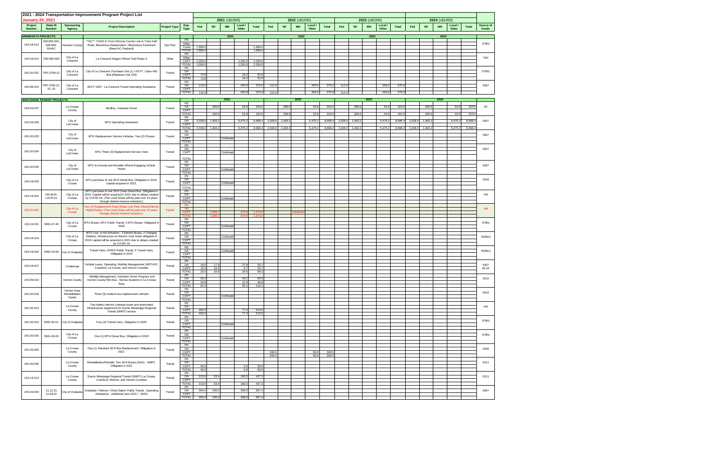# 2021 - 2024 Transportation Improvement Program Project List

**January 20, 2021**

| Project Number | State ID Number | Sponsoring Agency | Project Description | Project Type | Exp. Type | 2021 Fed | 2021 WI | 2021 MN | 2021 Local / Other | 2021 Total | 2022 Fed | 2022 WI | 2022 MN | 2022 Local / Other | 2022 Total | 2023 Fed | 2023 WI | 2023 MN | 2023 Local / Other | 2023 Total | 2024 Fed | 2024 WI | 2024 MN | 2024 Local / Other | 2024 Total | Source of Funds |
|---|---|---|---|---|---|---|---|---|---|---|---|---|---|---|---|---|---|---|---|---|---|---|---|---|---|---|
| **MINNESOTA PROJECTS** | | | | | | | | | | | | | | | | | | | | | | | | | | |
| 243-18-013 | 028-606-024, 028-606-024AC | Houston County | **AC**: CSAH 6, From Winona County Line to Town Hall Road, Bituminous Reclamation / Bituminous Pavement (Need AC Payback) | Sys Pres | PE / Other / Const / TOTAL | Const: 1,680.0; TOTAL: 1,680.0 | | | | Const: 1,680.0; TOTAL: 1,680.0 | | | | | | | | | | | | | | | | STBG |
| 243-18-014 | 236-090-003 | City of La Crescent | La Crescent Wagon Wheel Trail Phase 3 | Other | PE / Other / CAPT / TOTAL | CAPT: 1,000.0; TOTAL: 1,000.0 | | | CAPT: 1,250.0; TOTAL: 1,250.0 | CAPT: 2,250.0; TOTAL: 2,250.0 | | | | | | | | | | | | | | | | TAP |
| 243-20-032 | TRS-3780-21 | City of La Crescent | City of La Crescent; Purchase One (1) <30 FT. Class 400 Bus (Replaces Unit 103) | Transit | PE / OA / CAPT / TOTAL | CAPT: 72.8; TOTAL: 72.8 | | | CAPT: 18.2; TOTAL: 18.2 | CAPT: 91.0; TOTAL: 91.0 | | | | | | | | | | | | | | | | STBG |
| 243-09-015 | TRF-3780-21, 22, 23 | City of La Crescent | SECT 5307: La Crescent Transit Operating Assistance | Transit | PE / OA / CAPT / TOTAL | OA: 112.0; TOTAL: 112.0 | | | OA: 263.0; TOTAL: 263.0 | OA: 375.0; TOTAL: 375.0 | OA: 112.0; TOTAL: 112.0 | | | OA: 263.0 | OA: 375.0 | OA: 112.0; TOTAL: 112.0 | | | OA: 263.0 | OA: 375.0 | | | | | | 5307 |
| **WISCONSIN TRANSIT PROJECTS** | | | | | | | | | | | | | | | | | | | | | | | | | | |
| 243-03-037 | | La Crosse County | MiniBus, Volunteer Driver | Transit | PE / OA / CAPT / TOTAL | | OA: 269.6; TOTAL: 269.6 | | OA: 53.9; TOTAL: 53.9 | OA: 323.5; TOTAL: 323.5 | | OA: 269.6; TOTAL: 269.6 | | OA: 53.9; TOTAL: 53.9 | OA: 323.5; TOTAL: 323.5 | | OA: 269.6; TOTAL: 269.6 | | OA: 53.9; TOTAL: 53.9 | OA: 323.5; TOTAL: 323.5 | | OA: 269.6; TOTAL: 269.6 | | OA: 53.9; TOTAL: 53.9 | OA: 323.5; TOTAL: 323.5 | SF |
| 243-03-039 | | City of LaCrosse | MTU Operating Assistance | Transit | PE / OA / CAPT / TOTAL | OA: 2,028.0; TOTAL: 2,028.0 | OA: 1,493.2; TOTAL: 1,493.2 | | OA: 5,475.2; TOTAL: 5,475.2 | OA: 8,996.4; TOTAL: 8,996.4 | OA: 2,028.0; TOTAL: 2,028.0 | OA: 1,493.2; TOTAL: 1,493.2 | | OA: 5,475.2; TOTAL: 5,475.2 | OA: 8,996.4; TOTAL: 8,996.4 | OA: 2,028.0; TOTAL: 2,028.0 | OA: 1,493.2; TOTAL: 1,493.2 | | OA: 5,475.2; TOTAL: 5,475.2 | OA: 8,996.4; TOTAL: 8,996.4 | OA: 2,028.0; TOTAL: 2,028.0 | OA: 1,493.2; TOTAL: 1,493.2 | | OA: 5,475.2; TOTAL: 5,475.2 | OA: 8,996.4; TOTAL: 8,996.4 | 5307 |
| 243-20-033 | | City of LaCrosse | MTU Replacement Service Vehicles, Two (2) Priuses | Transit | PE / OA / CAPT / TOTAL | | | CAPT: Continued | | | | | | | | | | | | | | | | | | 5307 |
| 243-20-034 | | City of LaCrosse | MTU Three (3) Replacement Service Vans | Transit | PE / OA / CAPT / TOTAL | | | CAPT: Continued | | | | | | | | | | | | | | | | | | 5307 |
| 243-20-035 | | City of LaCrosse | MTU In-Ground and Movable Wheel Engaging Vehicle Hoists | Transit | PE / OA / CAPT / TOTAL | | | CAPT: Continued | | | | | | | | | | | | | | | | | | 5307 |
| 243-19-033 | | City of La Crosse | MTU purchase of one 35-ft Diesel Bus. Obligated in 2019. Capital acquired in 2021. | Transit | PE / OA / CAPT / TOTAL | | | CAPT: Continued | | | | | | | | | | | | | | | | | | 5339 |
| 243-19-034 | VW-BUS-LACR-01 | City of La Crosse | MTU purchase of one 35-ft Clean Diesel Bus. Obligated in 2019. Capital will be acquired in 2021 due to delays created by COVID-19. (The Local Share will be paid over 10 years through shared revenue reduction.) | Transit | PE / OA / CAPT / TOTAL | | | CAPT: Continued | | | | | | | | | | | | | | | | | | VW |
| 243-21-001 | | City of La Crosse | Two (2) Replacement Fixed-Route Low-Floor Diesel-Electric Hybrid Buses. (The Local Share will be paid over 10 years through shared revenue reduction.) | Transit | PE / OA / CAPT / TOTAL | | CAPT: 1,098.4; TOTAL: 1,098.4 | | CAPT: 274.6; TOTAL: 274.6 | CAPT: 1,373.0; TOTAL: 1,373.0 | | | CAPT: Continued | | | | | | | | | | | | | VW |
| 243-19-031 | 5991-07-40 | City of La Crosse | MTU Buses, MTU Public Transit, 3 MTU Buses, Obligated in 2020 | Transit | PE / OA / CAPT / TOTAL | | | CAPT: Continued | | | | | | | | | | | | | | | | | | STBG |
| 243-19-019 | | City of La Crosse | MTU Low- or No-Emission - 2 Electric Buses, 2 Charging Stations, Infrastructure on Electric Grid; funds obligated in 2019; capital will be acquired in 2021 due to delays created by COVID-19 | Transit | PE / OA / CAPT / TOTAL | | | OA: Continued | | | | | | | | | | | | | | | | | | 5339(c) |
| 243-19-032 | 5991-02-60 | City of Onalaska | Transit Vans, OHWS Public Transit, 5 Transit Vans, Obligated in 2019 | Transit | PE / OA / CAPT / TOTAL | | | OA: Continued | | | | | | | | | | | | | | | | | | 5339(c) |
| 243-18-027 | | Couleecap | Vehicle Loans, Operating, Mobility Management (WETAP), Crawford, La Crosse, and Vernon Counties | Transit | PE / OA / CAPT / TOTAL | OA: 10.0; CAPT: 10.0; TOTAL: 20.0 | OA: 17.8; CAPT: 16.9; TOTAL: 34.8 | | OA: 27.8; CAPT: 6.7; TOTAL: 34.6 | OA: 55.7; CAPT: 33.7; TOTAL: 89.3 | | | | | | | | | | | | | | | | 5307 85.24 |
| 243-09-010 | | Vernon County | Mobility Management, Volunteer Driver Program and Vernon County Mini Bus. Serves locations in La Crosse Area | Transit | PE / OA / CAPT / TOTAL | OA: 26.2; CAPT: 34.8; TOTAL: 61.0 | | | OA: 43.1; CAPT: 12.0; TOTAL: 55.1 | OA: 69.3; CAPT: 46.8; TOTAL: 116.1 | | | | | | | | | | | | | | | | 5310 |
| 243-20-018 | | Vernon Area Rehabilitation Center | Three (3) medium bus replacement vehicles | Transit | PE / OA / CAPT / TOTAL | | | CAPT: Continued | | | | | | | | | | | | | | | | | | 5310 |
| 243-20-013 | | La Crosse County | Two battery electric cutaway buses and associated infrastructure equipment for Scenic Mississippi Regional Transit (SMRT) service | Transit | PE / OA / CAPT / TOTAL | CAPT: 492.6; TOTAL: 492.6 | | | CAPT: 77.4; TOTAL: 77.4 | CAPT: 570.0; TOTAL: 570.0 | | | | | | | | | | | | | | | | VW |
| 243-20-024 | 5991-02-01 | City of Onalaska | Four (4) Transit Vans, Obligation in 2020 | Transit | PE / OA / CAPT / TOTAL | | | CAPT: Continued | | | | | | | | | | | | | | | | | | STBG |
| 243-20-025 | 5991-05-00 | City of La Crosse | One (1) MTU Diesel Bus, Obligation in 2020 | Transit | PE / OA / CAPT / TOTAL | | | CAPT: Continued | | | | | | | | | | | | | | | | | | STBG |
| 243-20-026 | | La Crosse County | One (1) Standard 30-ft Bus Replacement, Obligation in 2022. | Transit | PE / OA / CAPT / TOTAL | | | | | | CAPT: 240.0; TOTAL: 240.0 | | | CAPT: 60.0; TOTAL: 60.0 | CAPT: 300.0; TOTAL: 300.0 | | | | | | | | | | | 5339 |
| 243-20-036 | | La Crosse County | Rehabilitation/Rebuild, Two 30-ft Buses (ADA) - SMRT, Obligated in 2021 | Transit | PE / OA / CAPT / TOTAL | CAPT: 45.0; TOTAL: 45.0 | | | CAPT: 5.0; TOTAL: 5.0 | CAPT: 50.0; TOTAL: 50.0 | | | | | | | | | | | | | | | | 5311 |
| 243-13-013 | | La Crosse County | Scenic Mississippi Regional Transit (SMRT) La Crosse, Crawford, Monroe, and Vernon Counties | Transit | PE / OA / CAPT / TOTAL | OA: 213.6; TOTAL: 213.6 | OA: 53.4; TOTAL: 53.4 | | OA: 160.2; TOTAL: 160.2 | OA: 427.2; TOTAL: 427.2 | | | | | | | | | | | | | | | | 5311 |
| 243-03-043 | 11.12.15 11.93.02 | City of Onalaska | Onalaska / Holmen / West Salem Public Transit. Operating Assistance, Additional vans (2017 - 2022) | Transit | PE / OA / CAPT / TOTAL | OA: 264.4; TOTAL: 264.4 | OA: 195.0; TOTAL: 195.0 | | OA: 398.0; TOTAL: 398.0 | OA: 857.4; TOTAL: 857.4 | | | | | | | | | | | | | | | | 5307 |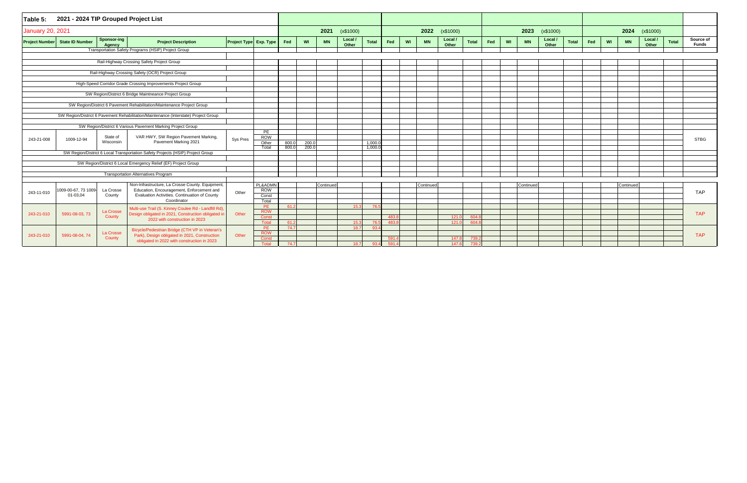## Table 5: 2021 - 2024 TIP Grouped Project List

January 20, 2021

| Project Number | State ID Number | Sponsor-ing Agency | Project Description | Project Type | Exp. Type | 2021 (x$1000) Fed | 2021 WI | 2021 MN | 2021 Local / Other | 2021 Total | 2022 (x$1000) Fed | 2022 WI | 2022 MN | 2022 Local / Other | 2022 Total | 2023 (x$1000) Fed | 2023 WI | 2023 MN | 2023 Local / Other | 2023 Total | 2024 (x$1000) Fed | 2024 WI | 2024 MN | 2024 Local / Other | 2024 Total | Source of Funds |
|---|---|---|---|---|---|---|---|---|---|---|---|---|---|---|---|---|---|---|---|---|---|---|---|---|---|---|
| | | | Transportation Safety Programs (HSIP) Project Group | | | | | | | | | | | | | | | | | | | | | | | |
| | | | Rail-Highway Crossing Safety Project Group | | | | | | | | | | | | | | | | | | | | | | | |
| | | | Rail-Highway Crossing Safety (OCR) Project Group | | | | | | | | | | | | | | | | | | | | | | | |
| | | | High-Speed Corridor Grade Crossing Improvements Project Group | | | | | | | | | | | | | | | | | | | | | | | |
| | | | SW Region/District 6 Bridge Maintneance Project Group | | | | | | | | | | | | | | | | | | | | | | | |
| | | | SW Region/District 6 Pavement Rehabilitation/Maintenance Project Group | | | | | | | | | | | | | | | | | | | | | | | |
| | | | SW Region/District 6 Pavement Rehabilitation/Maintenance (Interstate) Project Group | | | | | | | | | | | | | | | | | | | | | | | |
| | | | SW Region/District 6 Various Pavement Marking Project Group | | | | | | | | | | | | | | | | | | | | | | | |
| 243-21-008 | 1009-12-94 | State of Wisconsin | VAR HWY, SW Region Pavement Marking, Pavement Marking 2021 | Sys Pres | PE | | | | | | | | | | | | | | | | | | | | | STBG |
| | | | | | ROW | | | | | | | | | | | | | | | | | | | | | |
| | | | | | Other | 800.0 | 200.0 | | | 1,000.0 | | | | | | | | | | | | | | | | |
| | | | | | Total | 800.0 | 200.0 | | | 1,000.0 | | | | | | | | | | | | | | | | |
| | | | SW Region/District 6 Local Transportation Safety Projects (HSIP) Project Group | | | | | | | | | | | | | | | | | | | | | | | |
| | | | SW Region/District 6 Local Emergency Relief (EF) Project Group | | | | | | | | | | | | | | | | | | | | | | | |
| | | | Transportation Alternatives Program | | | | | | | | | | | | | | | | | | | | | | | |
| 243-11-010 | 1009-00-67, 73 1009-01-03,04 | La Crosse County | Non-Infrastructure, La Crosse County. Equipment; Education, Encouragement, Enforcement and Evaluation Activities. Continuation of County Coordinator | Other | PL&ADMN | | | Continued | | | | | Continued | | | | | Continued | | | | | Continued | | | TAP |
| | | | | | ROW | | | | | | | | | | | | | | | | | | | | | |
| | | | | | Const | | | | | | | | | | | | | | | | | | | | | |
| | | | | | Total | | | | | | | | | | | | | | | | | | | | | |
| 243-21-010 | 5991-08-03, 73 | La Crosse County | Multi-use Trail (S. Kinney Coulee Rd - Landfill Rd), Design obligated in 2021, Construction obligated in 2022 with construction in 2023 | Other | PE | 61.2 | | | 15.3 | 76.5 | | | | | | | | | | | | | | | | TAP |
| | | | | | ROW | | | | | | | | | | | | | | | | | | | | | |
| | | | | | Const | | | | | | 483.8 | | | 121.0 | 604.8 | | | | | | | | | | | |
| | | | | | Total | 61.2 | | | 15.3 | 76.5 | 483.8 | | | 121.0 | 604.8 | | | | | | | | | | | |
| 243-21-010 | 5991-08-04, 74 | La Crosse County | Bicycle/Pedestrian Bridge (CTH VP in Veteran's Park), Design obligated in 2021, Construction obligated in 2022 with construction in 2023 | Other | PE | 74.7 | | | 18.7 | 93.4 | | | | | | | | | | | | | | | | TAP |
| | | | | | ROW | | | | | | | | | | | | | | | | | | | | | |
| | | | | | Const | | | | | | 591.4 | | | 147.8 | 739.2 | | | | | | | | | | | |
| | | | | | Total | 74.7 | | | 18.7 | 93.4 | 591.4 | | | 147.8 | 739.2 | | | | | | | | | | | |